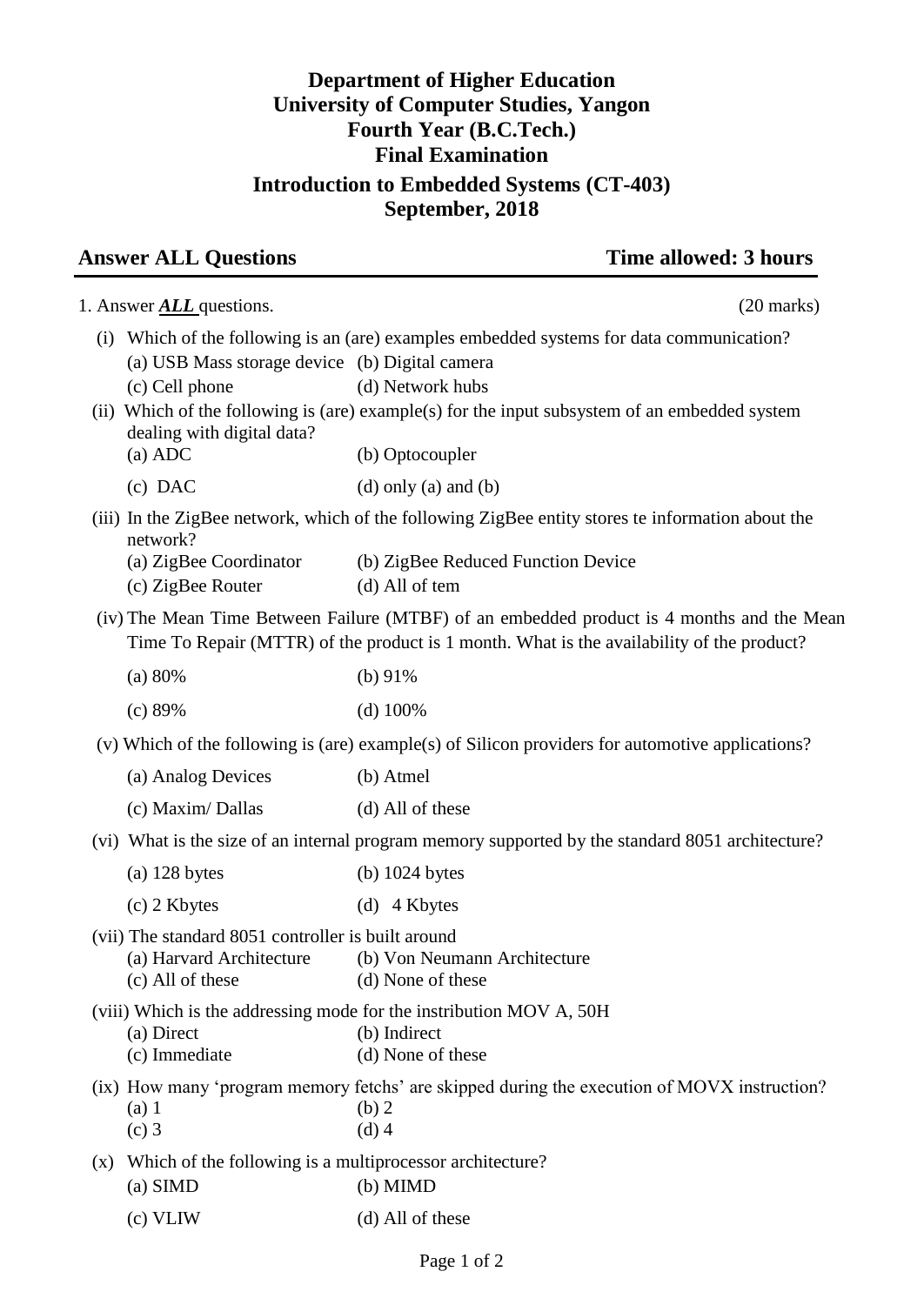**Department of Higher Education**
**University of Computer Studies, Yangon**
**Fourth Year (B.C.Tech.)**
**Final Examination**
**Introduction to Embedded Systems (CT-403)**
**September, 2018**

**Answer ALL Questions** **Time allowed: 3 hours**

1. Answer ***ALL*** questions. (20 marks)

(i) Which of the following is an (are) examples embedded systems for data communication?
 (a) USB Mass storage device (b) Digital camera
 (c) Cell phone (d) Network hubs

(ii) Which of the following is (are) example(s) for the input subsystem of an embedded system dealing with digital data?
 (a) ADC (b) Optocoupler
 (c) DAC (d) only (a) and (b)

(iii) In the ZigBee network, which of the following ZigBee entity stores te information about the network?
 (a) ZigBee Coordinator (b) ZigBee Reduced Function Device
 (c) ZigBee Router (d) All of tem

(iv) The Mean Time Between Failure (MTBF) of an embedded product is 4 months and the Mean Time To Repair (MTTR) of the product is 1 month. What is the availability of the product?
 (a) 80% (b) 91%
 (c) 89% (d) 100%

(v) Which of the following is (are) example(s) of Silicon providers for automotive applications?
 (a) Analog Devices (b) Atmel
 (c) Maxim/ Dallas (d) All of these

(vi) What is the size of an internal program memory supported by the standard 8051 architecture?
 (a) 128 bytes (b) 1024 bytes
 (c) 2 Kbytes (d) 4 Kbytes

(vii) The standard 8051 controller is built around
 (a) Harvard Architecture (b) Von Neumann Architecture
 (c) All of these (d) None of these

(viii) Which is the addressing mode for the instribution MOV A, 50H
 (a) Direct (b) Indirect
 (c) Immediate (d) None of these

(ix) How many 'program memory fetchs' are skipped during the execution of MOVX instruction?
 (a) 1 (b) 2
 (c) 3 (d) 4

(x) Which of the following is a multiprocessor architecture?
 (a) SIMD (b) MIMD
 (c) VLIW (d) All of these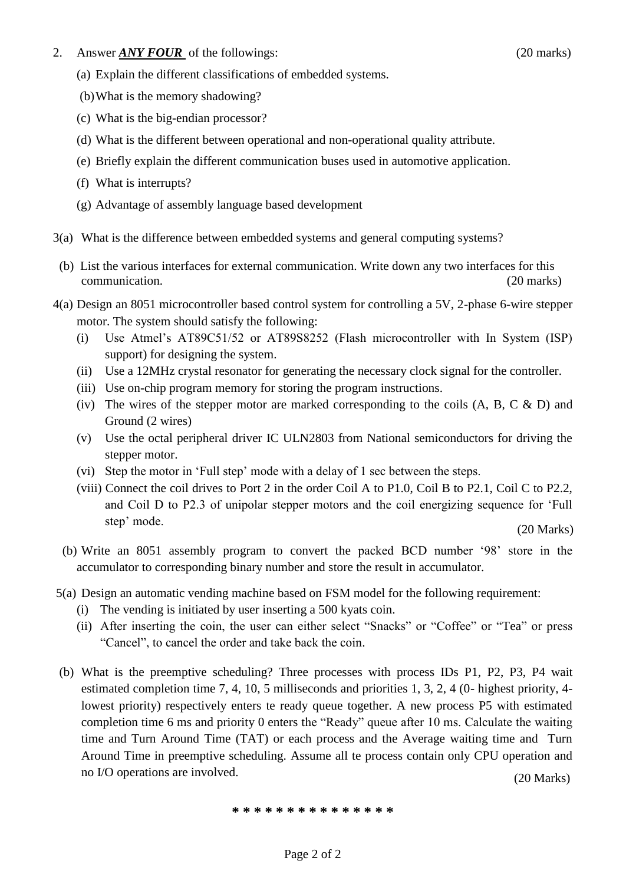2. Answer ***ANY FOUR*** of the followings: (20 marks)

   (a) Explain the different classifications of embedded systems.

   (b) What is the memory shadowing?

   (c) What is the big-endian processor?

   (d) What is the different between operational and non-operational quality attribute.

   (e) Briefly explain the different communication buses used in automotive application.

   (f) What is interrupts?

   (g) Advantage of assembly language based development

3(a) What is the difference between embedded systems and general computing systems?

(b) List the various interfaces for external communication. Write down any two interfaces for this communication. (20 marks)

4(a) Design an 8051 microcontroller based control system for controlling a 5V, 2-phase 6-wire stepper motor. The system should satisfy the following:

   (i) Use Atmel's AT89C51/52 or AT89S8252 (Flash microcontroller with In System (ISP) support) for designing the system.

   (ii) Use a 12MHz crystal resonator for generating the necessary clock signal for the controller.

   (iii) Use on-chip program memory for storing the program instructions.

   (iv) The wires of the stepper motor are marked corresponding to the coils (A, B, C & D) and Ground (2 wires)

   (v) Use the octal peripheral driver IC ULN2803 from National semiconductors for driving the stepper motor.

   (vi) Step the motor in 'Full step' mode with a delay of 1 sec between the steps.

   (viii) Connect the coil drives to Port 2 in the order Coil A to P1.0, Coil B to P2.1, Coil C to P2.2, and Coil D to P2.3 of unipolar stepper motors and the coil energizing sequence for 'Full step' mode. (20 Marks)

(b) Write an 8051 assembly program to convert the packed BCD number '98' store in the accumulator to corresponding binary number and store the result in accumulator.

5(a) Design an automatic vending machine based on FSM model for the following requirement:

   (i) The vending is initiated by user inserting a 500 kyats coin.

   (ii) After inserting the coin, the user can either select "Snacks" or "Coffee" or "Tea" or press "Cancel", to cancel the order and take back the coin.

(b) What is the preemptive scheduling? Three processes with process IDs P1, P2, P3, P4 wait estimated completion time 7, 4, 10, 5 milliseconds and priorities 1, 3, 2, 4 (0- highest priority, 4- lowest priority) respectively enters te ready queue together. A new process P5 with estimated completion time 6 ms and priority 0 enters the "Ready" queue after 10 ms. Calculate the waiting time and Turn Around Time (TAT) or each process and the Average waiting time and Turn Around Time in preemptive scheduling. Assume all te process contain only CPU operation and no I/O operations are involved. (20 Marks)

\* \* \* \* \* \* \* \* \* \* \* \* \* \* \*